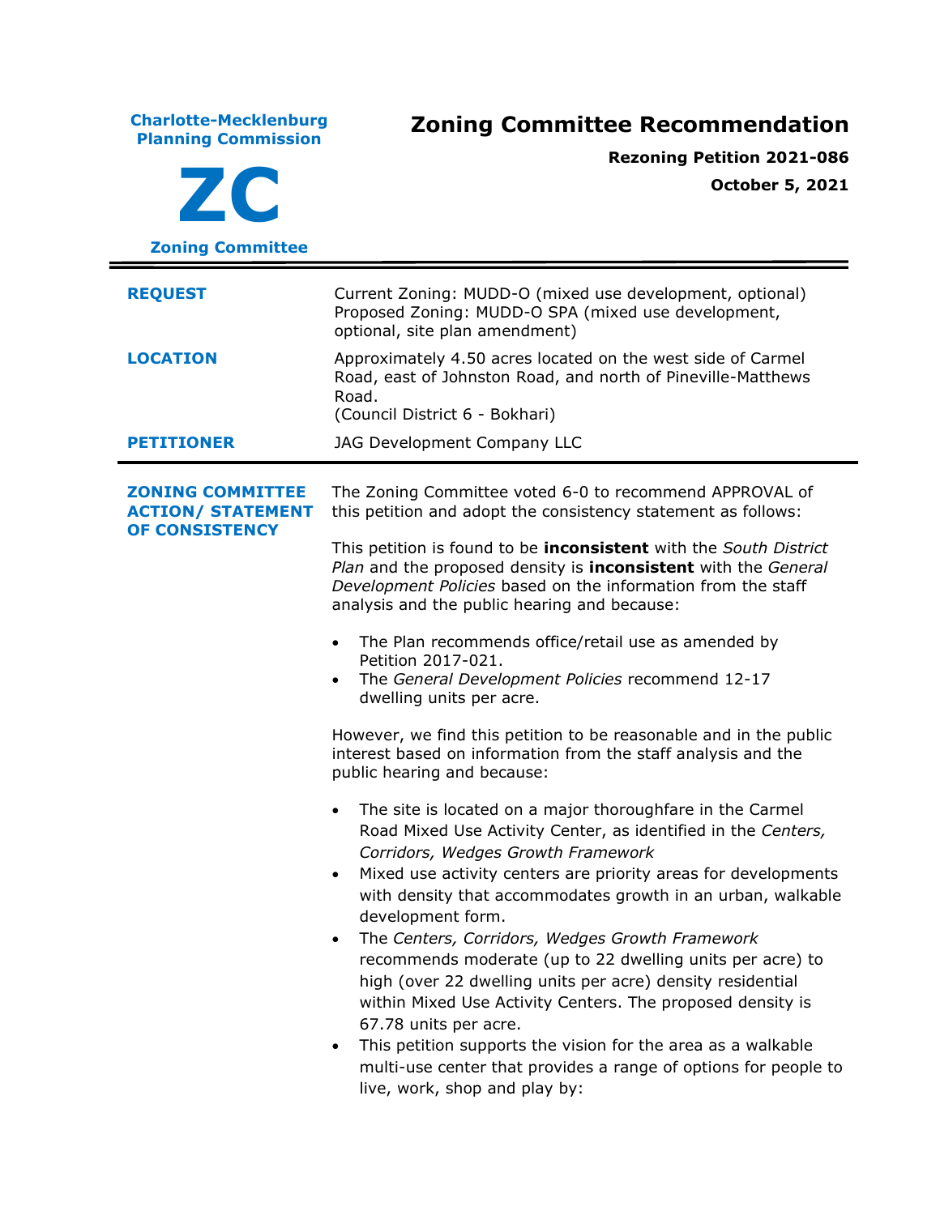**Charlote-Mecklenburg Planning Commission**

**ZC**

**Zoning Committee**

# Zoning Committee Recommendation

**Rezoning Petition 2021-086**

**October 5, 2021**

| | |
|---|---|
| **REQUEST** | Current Zoning: MUDD-O (mixed use development, optional)<br>Proposed Zoning: MUDD-O SPA (mixed use development, optional, site plan amendment) |
| **LOCATION** | Approximately 4.50 acres located on the west side of Carmel Road, east of Johnston Road, and north of Pineville-Matthews Road.<br>(Council District 6 - Bokhari) |
| **PETITIONER** | JAG Development Company LLC |

**ZONING COMMITTEE ACTION/ STATEMENT OF CONSISTENCY**

The Zoning Committee voted 6-0 to recommend APPROVAL of this petition and adopt the consistency statement as follows:

This petition is found to be **inconsistent** with the *South District Plan* and the proposed density is **inconsistent** with the *General Development Policies* based on the information from the staff analysis and the public hearing and because:

- The Plan recommends office/retail use as amended by Petition 2017-021.
- The *General Development Policies* recommend 12-17 dwelling units per acre.

However, we find this petition to be reasonable and in the public interest based on information from the staff analysis and the public hearing and because:

- The site is located on a major thoroughfare in the Carmel Road Mixed Use Activity Center, as identified in the *Centers, Corridors, Wedges Growth Framework*
- Mixed use activity centers are priority areas for developments with density that accommodates growth in an urban, walkable development form.
- The *Centers, Corridors, Wedges Growth Framework* recommends moderate (up to 22 dwelling units per acre) to high (over 22 dwelling units per acre) density residential within Mixed Use Activity Centers. The proposed density is 67.78 units per acre.
- This petition supports the vision for the area as a walkable multi-use center that provides a range of options for people to live, work, shop and play by: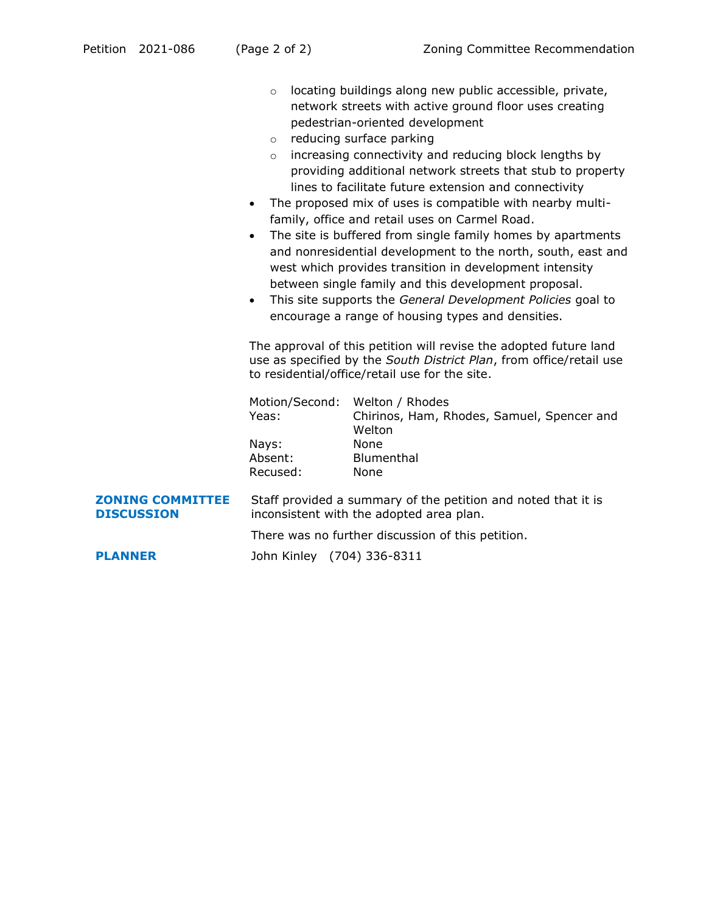- locating buildings along new public accessible, private, network streets with active ground floor uses creating pedestrian-oriented development
    - reducing surface parking
    - increasing connectivity and reducing block lengths by providing additional network streets that stub to property lines to facilitate future extension and connectivity
- The proposed mix of uses is compatible with nearby multi-family, office and retail uses on Carmel Road.
- The site is buffered from single family homes by apartments and nonresidential development to the north, south, east and west which provides transition in development intensity between single family and this development proposal.
- This site supports the *General Development Policies* goal to encourage a range of housing types and densities.

The approval of this petition will revise the adopted future land use as specified by the *South District Plan*, from office/retail use to residential/office/retail use for the site.

| | |
|---|---|
| Motion/Second: | Welton / Rhodes |
| Yeas: | Chirinos, Ham, Rhodes, Samuel, Spencer and Welton |
| Nays: | None |
| Absent: | Blumenthal |
| Recused: | None |

**ZONING COMMITTEE DISCUSSION**

Staff provided a summary of the petition and noted that it is inconsistent with the adopted area plan.

There was no further discussion of this petition.

**PLANNER**

John Kinley (704) 336-8311